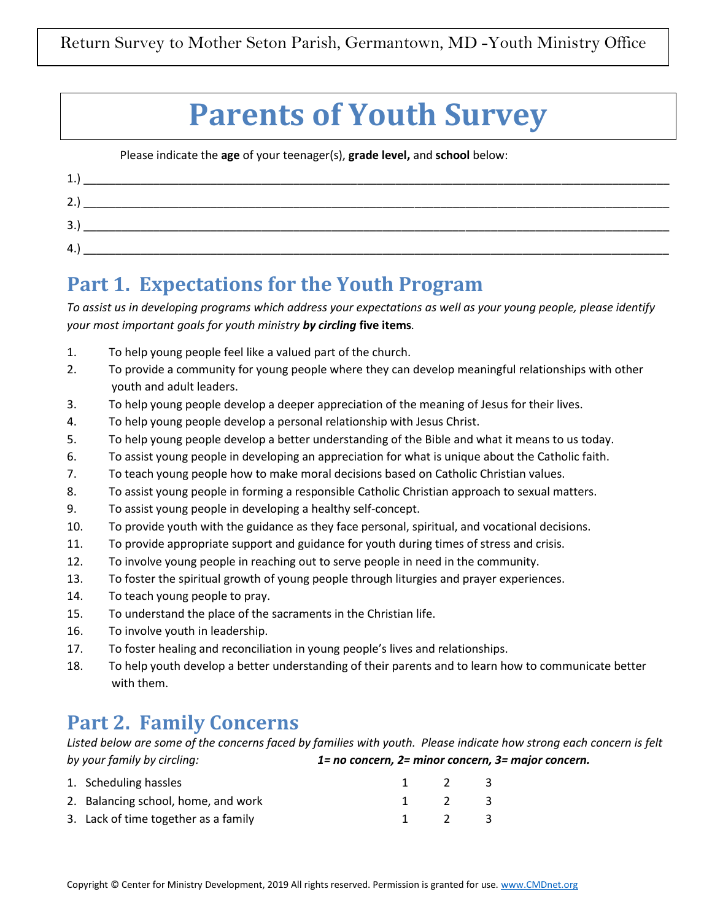Return Survey to Mother Seton Parish, Germantown, MD -Youth Ministry Office

# Parents of Youth Survey

Please indicate the **age** of your teenager(s), **grade level,** and **school** below:

1.) ____________________________________________________________________________________

2.) ____________________________________________________________________________________

3.) ____________________________________________________________________________________

4.) ____________________________________________________________________________________

## Part 1. Expectations for the Youth Program

*To assist us in developing programs which address your expectations as well as your young people, please identify your most important goals for youth ministry* ***by circling*** **five items***.*

1. To help young people feel like a valued part of the church.
2. To provide a community for young people where they can develop meaningful relationships with other youth and adult leaders.
3. To help young people develop a deeper appreciation of the meaning of Jesus for their lives.
4. To help young people develop a personal relationship with Jesus Christ.
5. To help young people develop a better understanding of the Bible and what it means to us today.
6. To assist young people in developing an appreciation for what is unique about the Catholic faith.
7. To teach young people how to make moral decisions based on Catholic Christian values.
8. To assist young people in forming a responsible Catholic Christian approach to sexual matters.
9. To assist young people in developing a healthy self-concept.
10. To provide youth with the guidance as they face personal, spiritual, and vocational decisions.
11. To provide appropriate support and guidance for youth during times of stress and crisis.
12. To involve young people in reaching out to serve people in need in the community.
13. To foster the spiritual growth of young people through liturgies and prayer experiences.
14. To teach young people to pray.
15. To understand the place of the sacraments in the Christian life.
16. To involve youth in leadership.
17. To foster healing and reconciliation in young people's lives and relationships.
18. To help youth develop a better understanding of their parents and to learn how to communicate better with them.

## Part 2. Family Concerns

*Listed below are some of the concerns faced by families with youth. Please indicate how strong each concern is felt by your family by circling:* ***1= no concern, 2= minor concern, 3= major concern.***

| | | | |
|---|---|---|---|
| 1. Scheduling hassles | 1 | 2 | 3 |
| 2. Balancing school, home, and work | 1 | 2 | 3 |
| 3. Lack of time together as a family | 1 | 2 | 3 |

Copyright © Center for Ministry Development, 2019 All rights reserved. Permission is granted for use. www.CMDnet.org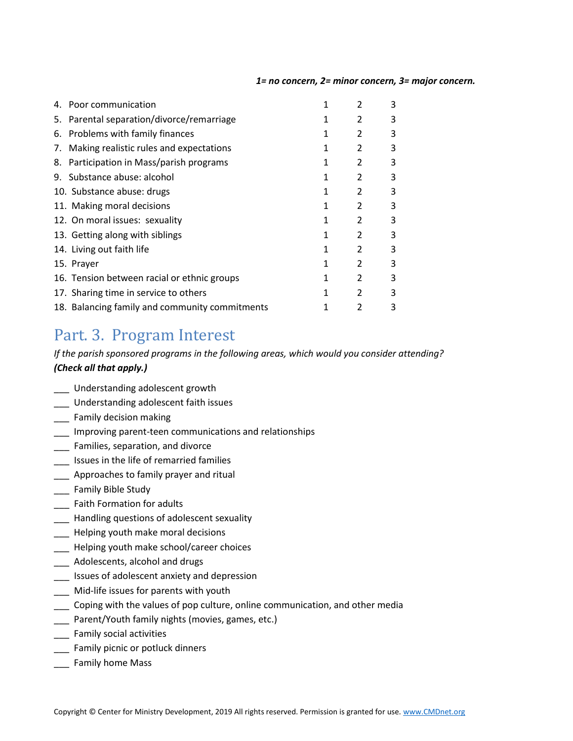*1= no concern, 2= minor concern, 3= major concern.*

| | | | |
|---|---|---|---|
| 4. Poor communication | 1 | 2 | 3 |
| 5. Parental separation/divorce/remarriage | 1 | 2 | 3 |
| 6. Problems with family finances | 1 | 2 | 3 |
| 7. Making realistic rules and expectations | 1 | 2 | 3 |
| 8. Participation in Mass/parish programs | 1 | 2 | 3 |
| 9. Substance abuse: alcohol | 1 | 2 | 3 |
| 10. Substance abuse: drugs | 1 | 2 | 3 |
| 11. Making moral decisions | 1 | 2 | 3 |
| 12. On moral issues: sexuality | 1 | 2 | 3 |
| 13. Getting along with siblings | 1 | 2 | 3 |
| 14. Living out faith life | 1 | 2 | 3 |
| 15. Prayer | 1 | 2 | 3 |
| 16. Tension between racial or ethnic groups | 1 | 2 | 3 |
| 17. Sharing time in service to others | 1 | 2 | 3 |
| 18. Balancing family and community commitments | 1 | 2 | 3 |

## Part. 3. Program Interest

*If the parish sponsored programs in the following areas, which would you consider attending?* ***(Check all that apply.)***

___ Understanding adolescent growth
___ Understanding adolescent faith issues
___ Family decision making
___ Improving parent-teen communications and relationships
___ Families, separation, and divorce
___ Issues in the life of remarried families
___ Approaches to family prayer and ritual
___ Family Bible Study
___ Faith Formation for adults
___ Handling questions of adolescent sexuality
___ Helping youth make moral decisions
___ Helping youth make school/career choices
___ Adolescents, alcohol and drugs
___ Issues of adolescent anxiety and depression
___ Mid-life issues for parents with youth
___ Coping with the values of pop culture, online communication, and other media
___ Parent/Youth family nights (movies, games, etc.)
___ Family social activities
___ Family picnic or potluck dinners
___ Family home Mass

Copyright © Center for Ministry Development, 2019 All rights reserved. Permission is granted for use. www.CMDnet.org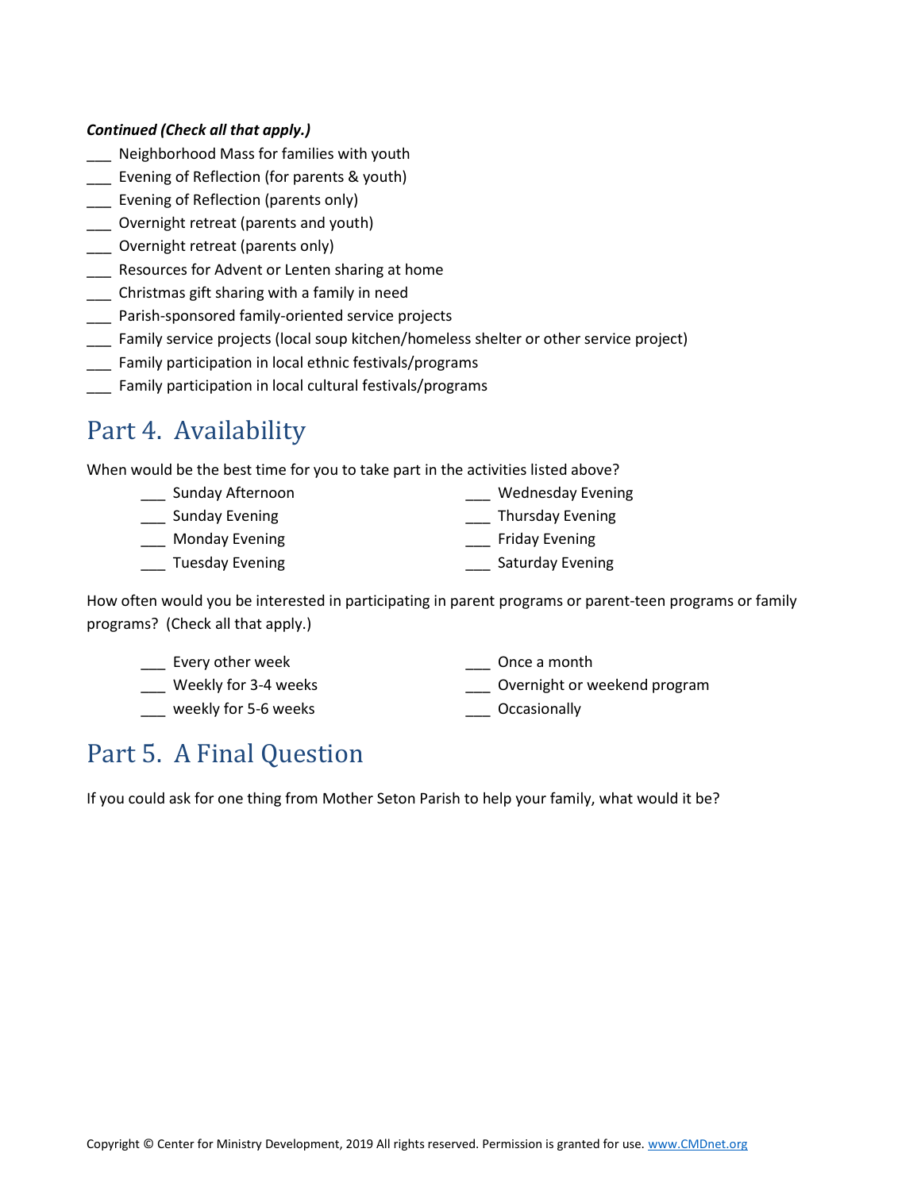***Continued (Check all that apply.)***

___ Neighborhood Mass for families with youth
___ Evening of Reflection (for parents & youth)
___ Evening of Reflection (parents only)
___ Overnight retreat (parents and youth)
___ Overnight retreat (parents only)
___ Resources for Advent or Lenten sharing at home
___ Christmas gift sharing with a family in need
___ Parish-sponsored family-oriented service projects
___ Family service projects (local soup kitchen/homeless shelter or other service project)
___ Family participation in local ethnic festivals/programs
___ Family participation in local cultural festivals/programs

## Part 4. Availability

When would be the best time for you to take part in the activities listed above?

___ Sunday Afternoon
___ Sunday Evening
___ Monday Evening
___ Tuesday Evening
___ Wednesday Evening
___ Thursday Evening
___ Friday Evening
___ Saturday Evening

How often would you be interested in participating in parent programs or parent-teen programs or family programs? (Check all that apply.)

___ Every other week
___ Weekly for 3-4 weeks
___ weekly for 5-6 weeks
___ Once a month
___ Overnight or weekend program
___ Occasionally

## Part 5. A Final Question

If you could ask for one thing from Mother Seton Parish to help your family, what would it be?

Copyright © Center for Ministry Development, 2019 All rights reserved. Permission is granted for use. www.CMDnet.org